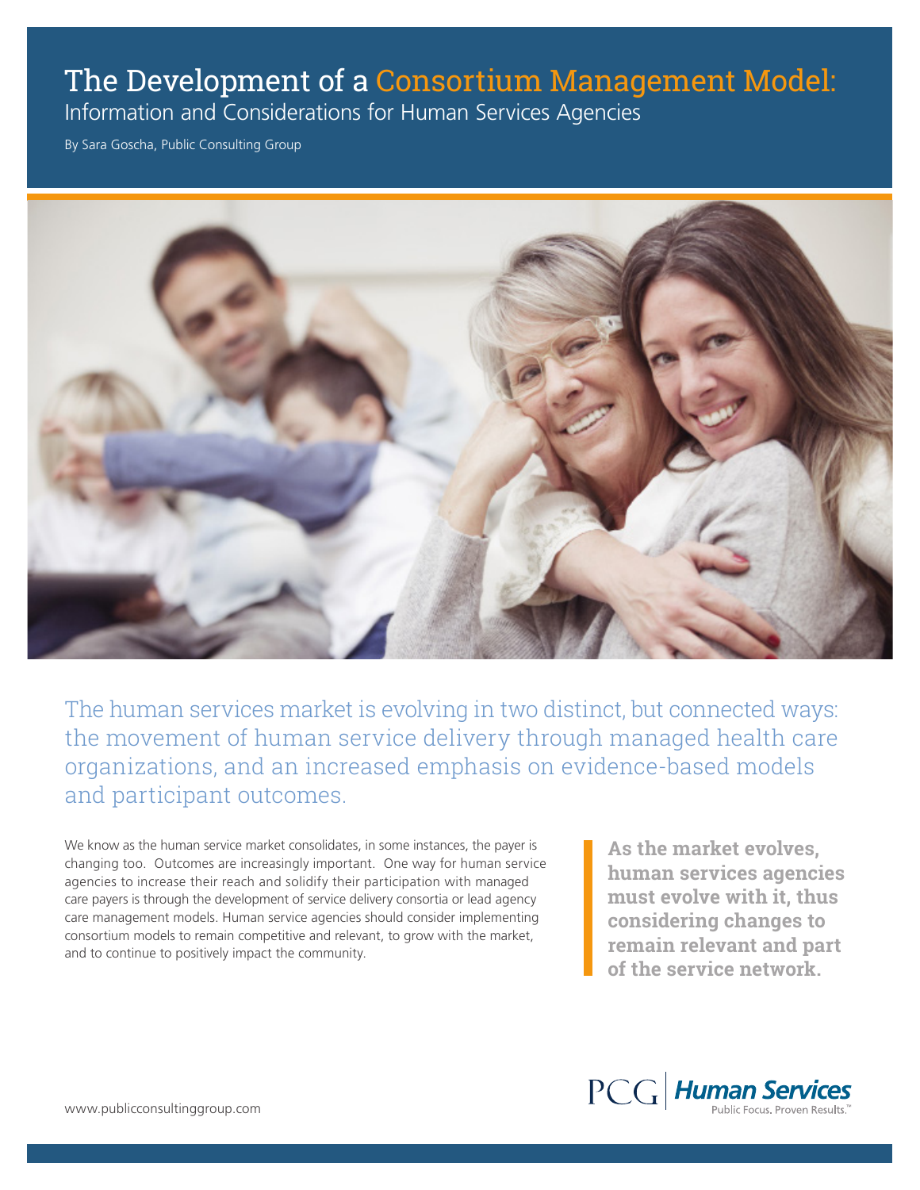# The Development of a Consortium Management Model:

## Information and Considerations for Human Services Agencies

By Sara Goscha, Public Consulting Group

The human services market is evolving in two distinct, but connected ways: the movement of human service delivery through managed health care organizations, and an increased emphasis on evidence-based models and participant outcomes.

We know as the human service market consolidates, in some instances, the payer is changing too. Outcomes are increasingly important. One way for human service agencies to increase their reach and solidify their participation with managed care payers is through the development of service delivery consortia or lead agency care management models. Human service agencies should consider implementing consortium models to remain competitive and relevant, to grow with the market, and to continue to positively impact the community.

**As the market evolves, human services agencies must evolve with it, thus considering changes to remain relevant and part of the service network.**

www.publicconsultinggroup.com

PCG | Human Services
Public Focus. Proven Results.™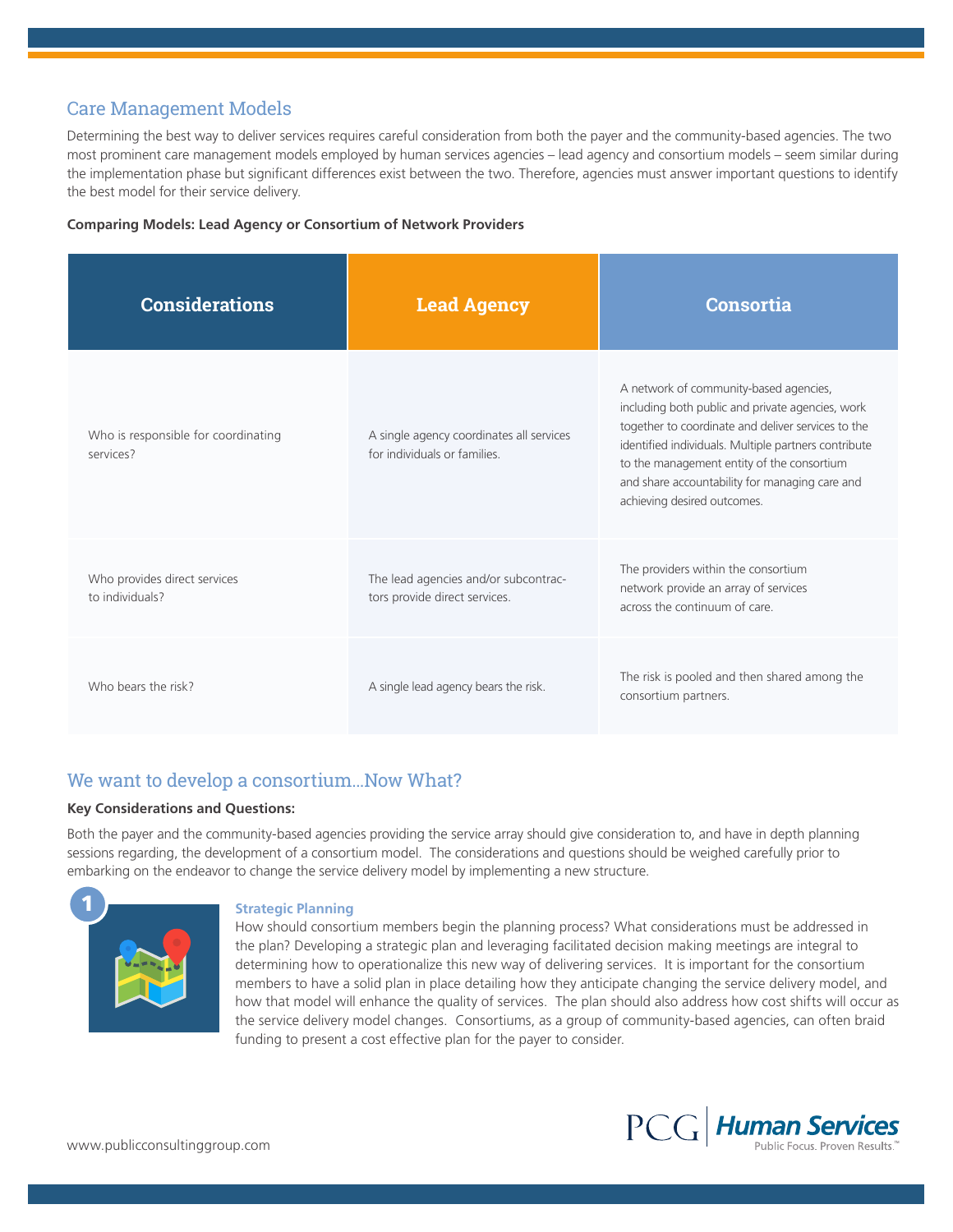## Care Management Models

Determining the best way to deliver services requires careful consideration from both the payer and the community-based agencies. The two most prominent care management models employed by human services agencies – lead agency and consortium models – seem similar during the implementation phase but significant differences exist between the two. Therefore, agencies must answer important questions to identify the best model for their service delivery.

**Comparing Models: Lead Agency or Consortium of Network Providers**

| Considerations | Lead Agency | Consortia |
|---|---|---|
| Who is responsible for coordinating services? | A single agency coordinates all services for individuals or families. | A network of community-based agencies, including both public and private agencies, work together to coordinate and deliver services to the identified individuals. Multiple partners contribute to the management entity of the consortium and share accountability for managing care and achieving desired outcomes. |
| Who provides direct services to individuals? | The lead agencies and/or subcontractors provide direct services. | The providers within the consortium network provide an array of services across the continuum of care. |
| Who bears the risk? | A single lead agency bears the risk. | The risk is pooled and then shared among the consortium partners. |

## We want to develop a consortium...Now What?

**Key Considerations and Questions:**

Both the payer and the community-based agencies providing the service array should give consideration to, and have in depth planning sessions regarding, the development of a consortium model. The considerations and questions should be weighed carefully prior to embarking on the endeavor to change the service delivery model by implementing a new structure.

### 1 Strategic Planning

How should consortium members begin the planning process? What considerations must be addressed in the plan? Developing a strategic plan and leveraging facilitated decision making meetings are integral to determining how to operationalize this new way of delivering services. It is important for the consortium members to have a solid plan in place detailing how they anticipate changing the service delivery model, and how that model will enhance the quality of services. The plan should also address how cost shifts will occur as the service delivery model changes. Consortiums, as a group of community-based agencies, can often braid funding to present a cost effective plan for the payer to consider.

www.publicconsultinggroup.com

PCG Human Services
Public Focus. Proven Results.™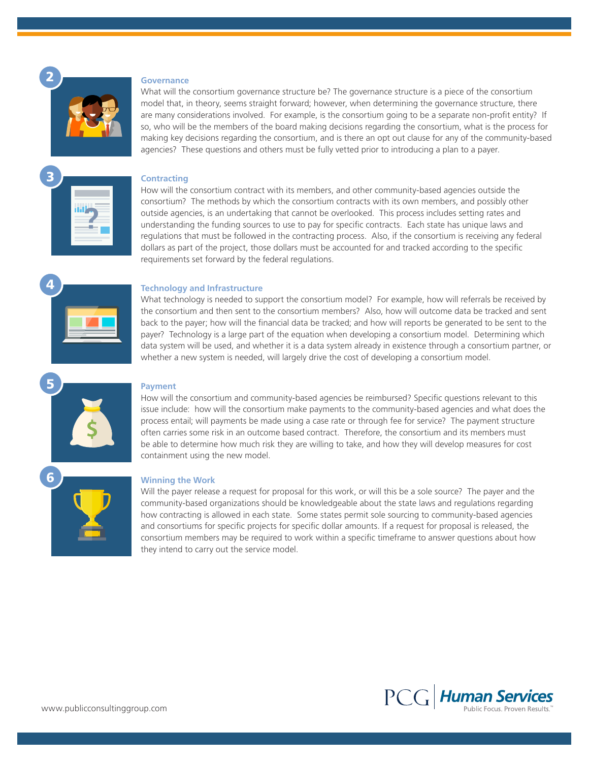## 2 Governance

What will the consortium governance structure be? The governance structure is a piece of the consortium model that, in theory, seems straight forward; however, when determining the governance structure, there are many considerations involved. For example, is the consortium going to be a separate non-profit entity? If so, who will be the members of the board making decisions regarding the consortium, what is the process for making key decisions regarding the consortium, and is there an opt out clause for any of the community-based agencies? These questions and others must be fully vetted prior to introducing a plan to a payer.

## 3 Contracting

How will the consortium contract with its members, and other community-based agencies outside the consortium? The methods by which the consortium contracts with its own members, and possibly other outside agencies, is an undertaking that cannot be overlooked. This process includes setting rates and understanding the funding sources to use to pay for specific contracts. Each state has unique laws and regulations that must be followed in the contracting process. Also, if the consortium is receiving any federal dollars as part of the project, those dollars must be accounted for and tracked according to the specific requirements set forward by the federal regulations.

## 4 Technology and Infrastructure

What technology is needed to support the consortium model? For example, how will referrals be received by the consortium and then sent to the consortium members? Also, how will outcome data be tracked and sent back to the payer; how will the financial data be tracked; and how will reports be generated to be sent to the payer? Technology is a large part of the equation when developing a consortium model. Determining which data system will be used, and whether it is a data system already in existence through a consortium partner, or whether a new system is needed, will largely drive the cost of developing a consortium model.

## 5 Payment

How will the consortium and community-based agencies be reimbursed? Specific questions relevant to this issue include: how will the consortium make payments to the community-based agencies and what does the process entail; will payments be made using a case rate or through fee for service? The payment structure often carries some risk in an outcome based contract. Therefore, the consortium and its members must be able to determine how much risk they are willing to take, and how they will develop measures for cost containment using the new model.

## 6 Winning the Work

Will the payer release a request for proposal for this work, or will this be a sole source? The payer and the community-based organizations should be knowledgeable about the state laws and regulations regarding how contracting is allowed in each state. Some states permit sole sourcing to community-based agencies and consortiums for specific projects for specific dollar amounts. If a request for proposal is released, the consortium members may be required to work within a specific timeframe to answer questions about how they intend to carry out the service model.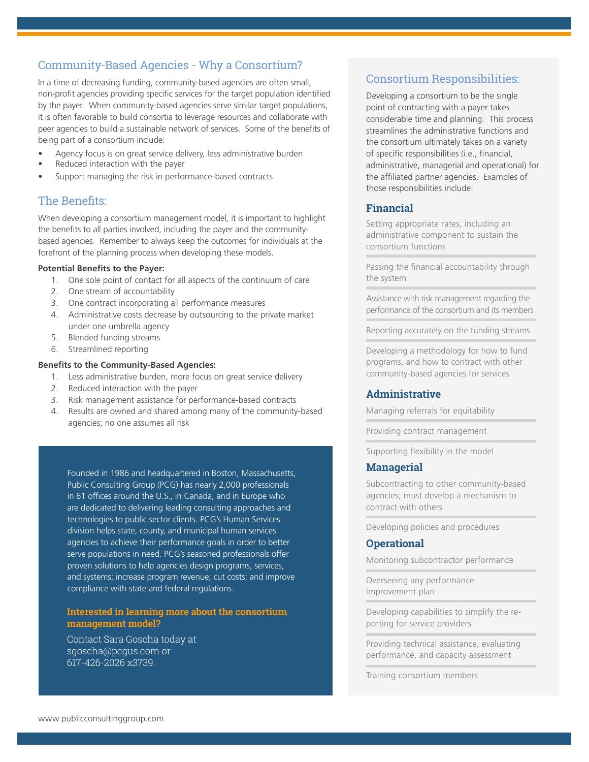## Community-Based Agencies - Why a Consortium?

In a time of decreasing funding, community-based agencies are often small, non-profit agencies providing specific services for the target population identified by the payer. When community-based agencies serve similar target populations, it is often favorable to build consortia to leverage resources and collaborate with peer agencies to build a sustainable network of services. Some of the benefits of being part of a consortium include:

- Agency focus is on great service delivery, less administrative burden
- Reduced interaction with the payer
- Support managing the risk in performance-based contracts

## The Benefits:

When developing a consortium management model, it is important to highlight the benefits to all parties involved, including the payer and the community-based agencies. Remember to always keep the outcomes for individuals at the forefront of the planning process when developing these models.

**Potential Benefits to the Payer:**

1. One sole point of contact for all aspects of the continuum of care
2. One stream of accountability
3. One contract incorporating all performance measures
4. Administrative costs decrease by outsourcing to the private market under one umbrella agency
5. Blended funding streams
6. Streamlined reporting

**Benefits to the Community-Based Agencies:**

1. Less administrative burden, more focus on great service delivery
2. Reduced interaction with the payer
3. Risk management assistance for performance-based contracts
4. Results are owned and shared among many of the community-based agencies; no one assumes all risk

Founded in 1986 and headquartered in Boston, Massachusetts, Public Consulting Group (PCG) has nearly 2,000 professionals in 61 offices around the U.S., in Canada, and in Europe who are dedicated to delivering leading consulting approaches and technologies to public sector clients. PCG's Human Services division helps state, county, and municipal human services agencies to achieve their performance goals in order to better serve populations in need. PCG's seasoned professionals offer proven solutions to help agencies design programs, services, and systems; increase program revenue; cut costs; and improve compliance with state and federal regulations.

**Interested in learning more about the consortium management model?**

Contact Sara Goscha today at sgoscha@pcgus.com or 617-426-2026 x3739.

## Consortium Responsibilities:

Developing a consortium to be the single point of contracting with a payer takes considerable time and planning. This process streamlines the administrative functions and the consortium ultimately takes on a variety of specific responsibilities (i.e., financial, administrative, managerial and operational) for the affiliated partner agencies. Examples of those responsibilities include:

### Financial

Setting appropriate rates, including an administrative component to sustain the consortium functions

Passing the financial accountability through the system

Assistance with risk management regarding the performance of the consortium and its members

Reporting accurately on the funding streams

Developing a methodology for how to fund programs, and how to contract with other community-based agencies for services

### Administrative

Managing referrals for equitability

Providing contract management

Supporting flexibility in the model

### Managerial

Subcontracting to other community-based agencies; must develop a mechanism to contract with others

Developing policies and procedures

### Operational

Monitoring subcontractor performance

Overseeing any performance improvement plan

Developing capabilities to simplify the reporting for service providers

Providing technical assistance, evaluating performance, and capacity assessment

Training consortium members

www.publicconsultinggroup.com